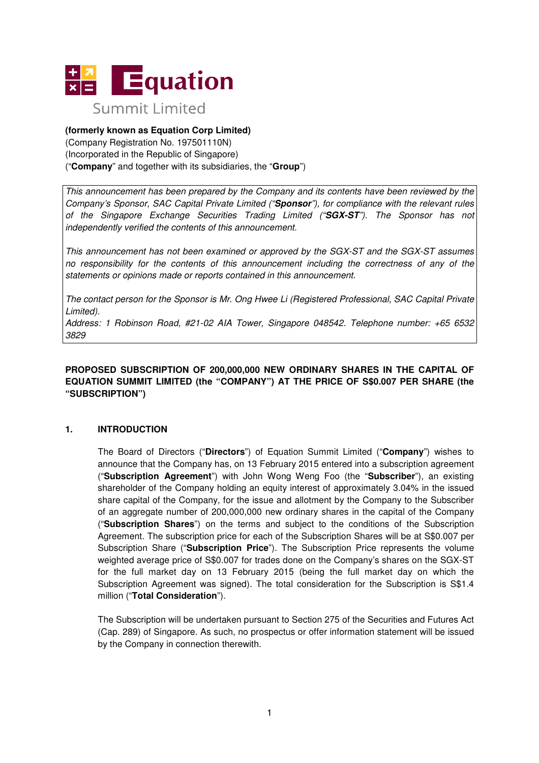# Equation Summit Limited

**(formerly known as Equation Corp Limited)**
(Company Registration No. 197501110N)
(Incorporated in the Republic of Singapore)
("**Company**" and together with its subsidiaries, the "**Group**")

*This announcement has been prepared by the Company and its contents have been reviewed by the Company's Sponsor, SAC Capital Private Limited ("**Sponsor**"), for compliance with the relevant rules of the Singapore Exchange Securities Trading Limited ("**SGX-ST**"). The Sponsor has not independently verified the contents of this announcement.*

*This announcement has not been examined or approved by the SGX-ST and the SGX-ST assumes no responsibility for the contents of this announcement including the correctness of any of the statements or opinions made or reports contained in this announcement.*

*The contact person for the Sponsor is Mr. Ong Hwee Li (Registered Professional, SAC Capital Private Limited).*
*Address: 1 Robinson Road, #21-02 AIA Tower, Singapore 048542. Telephone number: +65 6532 3829*

**PROPOSED SUBSCRIPTION OF 200,000,000 NEW ORDINARY SHARES IN THE CAPITAL OF EQUATION SUMMIT LIMITED (the "COMPANY") AT THE PRICE OF S$0.007 PER SHARE (the "SUBSCRIPTION")**

## 1. INTRODUCTION

The Board of Directors ("**Directors**") of Equation Summit Limited ("**Company**") wishes to announce that the Company has, on 13 February 2015 entered into a subscription agreement ("**Subscription Agreement**") with John Wong Weng Foo (the "**Subscriber**"), an existing shareholder of the Company holding an equity interest of approximately 3.04% in the issued share capital of the Company, for the issue and allotment by the Company to the Subscriber of an aggregate number of 200,000,000 new ordinary shares in the capital of the Company ("**Subscription Shares**") on the terms and subject to the conditions of the Subscription Agreement. The subscription price for each of the Subscription Shares will be at S$0.007 per Subscription Share ("**Subscription Price**"). The Subscription Price represents the volume weighted average price of S$0.007 for trades done on the Company's shares on the SGX-ST for the full market day on 13 February 2015 (being the full market day on which the Subscription Agreement was signed). The total consideration for the Subscription is S$1.4 million ("**Total Consideration**").

The Subscription will be undertaken pursuant to Section 275 of the Securities and Futures Act (Cap. 289) of Singapore. As such, no prospectus or offer information statement will be issued by the Company in connection therewith.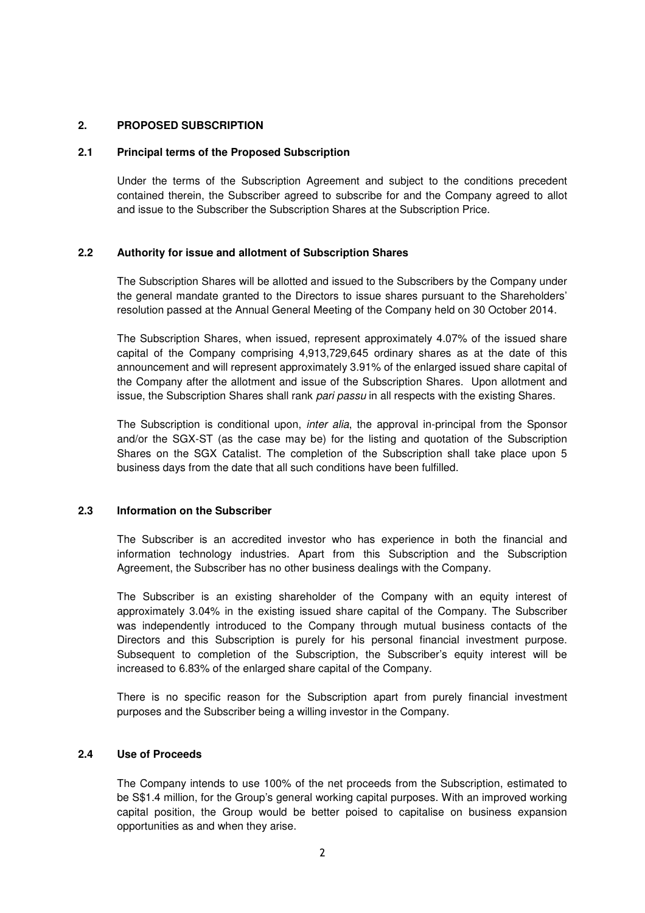## 2. PROPOSED SUBSCRIPTION

### 2.1 Principal terms of the Proposed Subscription

Under the terms of the Subscription Agreement and subject to the conditions precedent contained therein, the Subscriber agreed to subscribe for and the Company agreed to allot and issue to the Subscriber the Subscription Shares at the Subscription Price.

### 2.2 Authority for issue and allotment of Subscription Shares

The Subscription Shares will be allotted and issued to the Subscribers by the Company under the general mandate granted to the Directors to issue shares pursuant to the Shareholders' resolution passed at the Annual General Meeting of the Company held on 30 October 2014.

The Subscription Shares, when issued, represent approximately 4.07% of the issued share capital of the Company comprising 4,913,729,645 ordinary shares as at the date of this announcement and will represent approximately 3.91% of the enlarged issued share capital of the Company after the allotment and issue of the Subscription Shares. Upon allotment and issue, the Subscription Shares shall rank *pari passu* in all respects with the existing Shares.

The Subscription is conditional upon, *inter alia*, the approval in-principal from the Sponsor and/or the SGX-ST (as the case may be) for the listing and quotation of the Subscription Shares on the SGX Catalist. The completion of the Subscription shall take place upon 5 business days from the date that all such conditions have been fulfilled.

### 2.3 Information on the Subscriber

The Subscriber is an accredited investor who has experience in both the financial and information technology industries. Apart from this Subscription and the Subscription Agreement, the Subscriber has no other business dealings with the Company.

The Subscriber is an existing shareholder of the Company with an equity interest of approximately 3.04% in the existing issued share capital of the Company. The Subscriber was independently introduced to the Company through mutual business contacts of the Directors and this Subscription is purely for his personal financial investment purpose. Subsequent to completion of the Subscription, the Subscriber's equity interest will be increased to 6.83% of the enlarged share capital of the Company.

There is no specific reason for the Subscription apart from purely financial investment purposes and the Subscriber being a willing investor in the Company.

### 2.4 Use of Proceeds

The Company intends to use 100% of the net proceeds from the Subscription, estimated to be S$1.4 million, for the Group's general working capital purposes. With an improved working capital position, the Group would be better poised to capitalise on business expansion opportunities as and when they arise.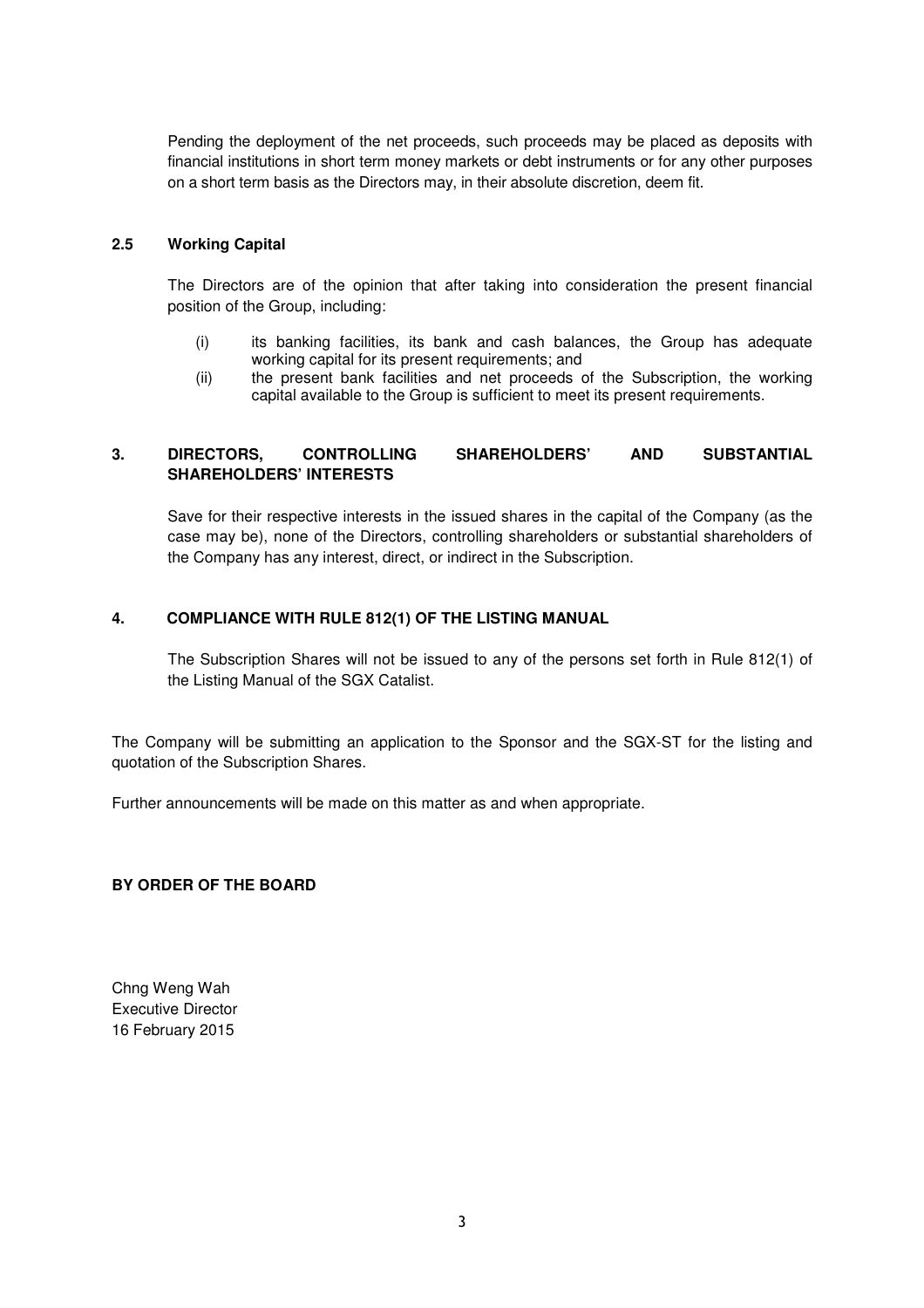Pending the deployment of the net proceeds, such proceeds may be placed as deposits with financial institutions in short term money markets or debt instruments or for any other purposes on a short term basis as the Directors may, in their absolute discretion, deem fit.

### 2.5 Working Capital

The Directors are of the opinion that after taking into consideration the present financial position of the Group, including:

(i) its banking facilities, its bank and cash balances, the Group has adequate working capital for its present requirements; and

(ii) the present bank facilities and net proceeds of the Subscription, the working capital available to the Group is sufficient to meet its present requirements.

## 3. DIRECTORS, CONTROLLING SHAREHOLDERS' AND SUBSTANTIAL SHAREHOLDERS' INTERESTS

Save for their respective interests in the issued shares in the capital of the Company (as the case may be), none of the Directors, controlling shareholders or substantial shareholders of the Company has any interest, direct, or indirect in the Subscription.

## 4. COMPLIANCE WITH RULE 812(1) OF THE LISTING MANUAL

The Subscription Shares will not be issued to any of the persons set forth in Rule 812(1) of the Listing Manual of the SGX Catalist.

The Company will be submitting an application to the Sponsor and the SGX-ST for the listing and quotation of the Subscription Shares.

Further announcements will be made on this matter as and when appropriate.

**BY ORDER OF THE BOARD**

Chng Weng Wah
Executive Director
16 February 2015